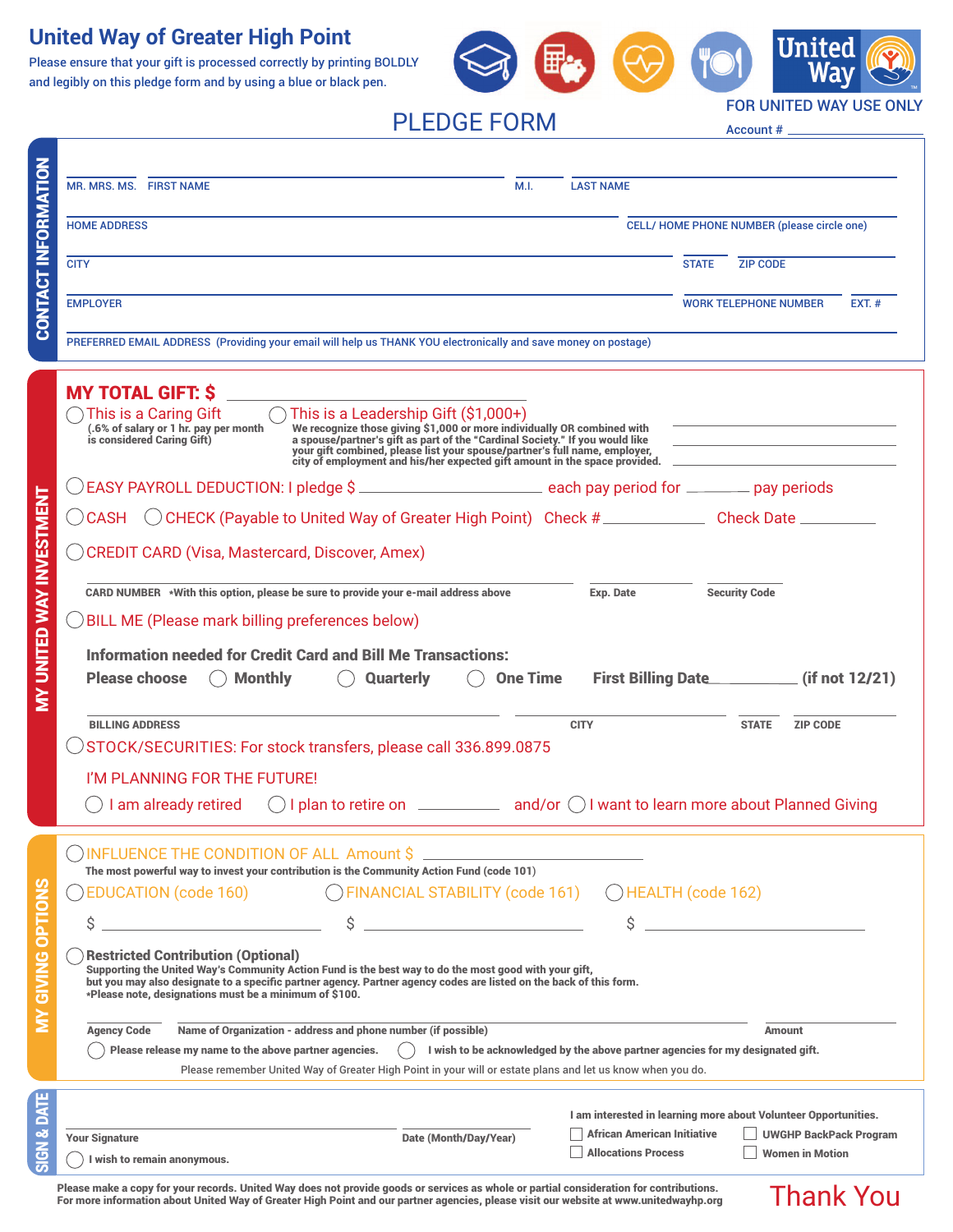# United Way of Greater High Point

Please ensure that your gift is processed correctly by printing BOLDLY and legibly on this pledge form and by using a blue or black pen.

FOR UNITED WAY USE ONLY

Account # ______

## PLEDGE FORM

### CONTACT INFORMATION

MR. MRS. MS. ______ FIRST NAME ______ M.I. ______ LAST NAME ______

HOME ADDRESS ______ CELL/ HOME PHONE NUMBER (please circle one) ______

CITY ______ STATE ______ ZIP CODE ______

EMPLOYER ______ WORK TELEPHONE NUMBER ______ EXT. # ______

PREFERRED EMAIL ADDRESS (Providing your email will help us THANK YOU electronically and save money on postage) ______

### MY UNITED WAY INVESTMENT

**MY TOTAL GIFT: $** ______

◯ This is a Caring Gift
(.6% of salary or 1 hr. pay per month is considered Caring Gift)

◯ This is a Leadership Gift ($1,000+)
We recognize those giving $1,000 or more individually OR combined with a spouse/partner's gift as part of the "Cardinal Society." If you would like your gift combined, please list your spouse/partner's full name, employer, city of employment and his/her expected gift amount in the space provided.

______

◯ EASY PAYROLL DEDUCTION: I pledge $ ______ each pay period for ______ pay periods

◯ CASH ◯ CHECK (Payable to United Way of Greater High Point) Check # ______ Check Date ______

◯ CREDIT CARD (Visa, Mastercard, Discover, Amex)

CARD NUMBER *With this option, please be sure to provide your e-mail address above ______ Exp. Date ______ Security Code ______

◯ BILL ME (Please mark billing preferences below)

**Information needed for Credit Card and Bill Me Transactions:**

**Please choose** ◯ **Monthly** ◯ **Quarterly** ◯ **One Time** **First Billing Date** ______ **(if not 12/21)**

BILLING ADDRESS ______ CITY ______ STATE ______ ZIP CODE ______

◯ STOCK/SECURITIES: For stock transfers, please call 336.899.0875

I'M PLANNING FOR THE FUTURE!

◯ I am already retired ◯ I plan to retire on ______ and/or ◯ I want to learn more about Planned Giving

### MY GIVING OPTIONS

◯ INFLUENCE THE CONDITION OF ALL Amount $ ______
The most powerful way to invest your contribution is the Community Action Fund (code 101)

◯ EDUCATION (code 160) $ ______ ◯ FINANCIAL STABILITY (code 161) $ ______ ◯ HEALTH (code 162) $ ______

◯ **Restricted Contribution (Optional)**
Supporting the United Way's Community Action Fund is the best way to do the most good with your gift, but you may also designate to a specific partner agency. Partner agency codes are listed on the back of this form.
*Please note, designations must be a minimum of $100.

Agency Code ______ Name of Organization - address and phone number (if possible) ______ Amount ______

◯ Please release my name to the above partner agencies. ◯ I wish to be acknowledged by the above partner agencies for my designated gift.

Please remember United Way of Greater High Point in your will or estate plans and let us know when you do.

### SIGN & DATE

Your Signature ______ Date (Month/Day/Year) ______

◯ I wish to remain anonymous.

I am interested in learning more about Volunteer Opportunities.

- ☐ African American Initiative
- ☐ UWGHP BackPack Program
- ☐ Allocations Process
- ☐ Women in Motion

Please make a copy for your records. United Way does not provide goods or services as whole or partial consideration for contributions. For more information about United Way of Greater High Point and our partner agencies, please visit our website at www.unitedwayhp.org

Thank You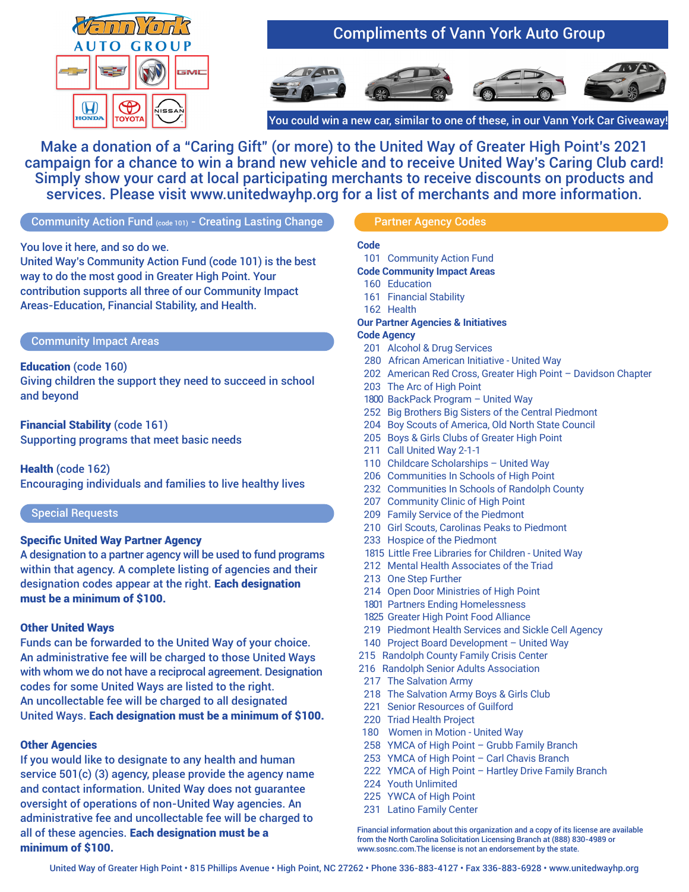**Vann York AUTO GROUP**

Chevrolet · Cadillac · Buick · GMC · Honda · Toyota · Nissan

## Compliments of Vann York Auto Group

You could win a new car, similar to one of these, in our Vann York Car Giveaway!

**Make a donation of a "Caring Gift" (or more) to the United Way of Greater High Point's 2021 campaign for a chance to win a brand new vehicle and to receive United Way's Caring Club card! Simply show your card at local participating merchants to receive discounts on products and services. Please visit www.unitedwayhp.org for a list of merchants and more information.**

### Community Action Fund (code 101) - Creating Lasting Change

You love it here, and so do we.
United Way's Community Action Fund (code 101) is the best way to do the most good in Greater High Point. Your contribution supports all three of our Community Impact Areas-Education, Financial Stability, and Health.

### Community Impact Areas

**Education** (code 160)
Giving children the support they need to succeed in school and beyond

**Financial Stability** (code 161)
Supporting programs that meet basic needs

**Health** (code 162)
Encouraging individuals and families to live healthy lives

### Special Requests

**Specific United Way Partner Agency**
A designation to a partner agency will be used to fund programs within that agency. A complete listing of agencies and their designation codes appear at the right. **Each designation must be a minimum of $100.**

**Other United Ways**
Funds can be forwarded to the United Way of your choice. An administrative fee will be charged to those United Ways with whom we do not have a reciprocal agreement. Designation codes for some United Ways are listed to the right. An uncollectable fee will be charged to all designated United Ways. **Each designation must be a minimum of $100.**

**Other Agencies**
If you would like to designate to any health and human service 501(c) (3) agency, please provide the agency name and contact information. United Way does not guarantee oversight of operations of non-United Way agencies. An administrative fee and uncollectable fee will be charged to all of these agencies. **Each designation must be a minimum of $100.**

### Partner Agency Codes

**Code**
101 Community Action Fund

**Code Community Impact Areas**
160 Education
161 Financial Stability
162 Health

**Our Partner Agencies & Initiatives**

**Code Agency**
201 Alcohol & Drug Services
280 African American Initiative - United Way
202 American Red Cross, Greater High Point – Davidson Chapter
203 The Arc of High Point
1800 BackPack Program – United Way
252 Big Brothers Big Sisters of the Central Piedmont
204 Boy Scouts of America, Old North State Council
205 Boys & Girls Clubs of Greater High Point
211 Call United Way 2-1-1
110 Childcare Scholarships – United Way
206 Communities In Schools of High Point
232 Communities In Schools of Randolph County
207 Community Clinic of High Point
209 Family Service of the Piedmont
210 Girl Scouts, Carolinas Peaks to Piedmont
233 Hospice of the Piedmont
1815 Little Free Libraries for Children - United Way
212 Mental Health Associates of the Triad
213 One Step Further
214 Open Door Ministries of High Point
1801 Partners Ending Homelessness
1825 Greater High Point Food Alliance
219 Piedmont Health Services and Sickle Cell Agency
140 Project Board Development – United Way
215 Randolph County Family Crisis Center
216 Randolph Senior Adults Association
217 The Salvation Army
218 The Salvation Army Boys & Girls Club
221 Senior Resources of Guilford
220 Triad Health Project
180 Women in Motion - United Way
258 YMCA of High Point – Grubb Family Branch
253 YMCA of High Point – Carl Chavis Branch
222 YMCA of High Point – Hartley Drive Family Branch
224 Youth Unlimited
225 YWCA of High Point
231 Latino Family Center

Financial information about this organization and a copy of its license are available from the North Carolina Solicitation Licensing Branch at (888) 830-4989 or www.sosnc.com.The license is not an endorsement by the state.

United Way of Greater High Point • 815 Phillips Avenue • High Point, NC 27262 • Phone 336-883-4127 • Fax 336-883-6928 • www.unitedwayhp.org